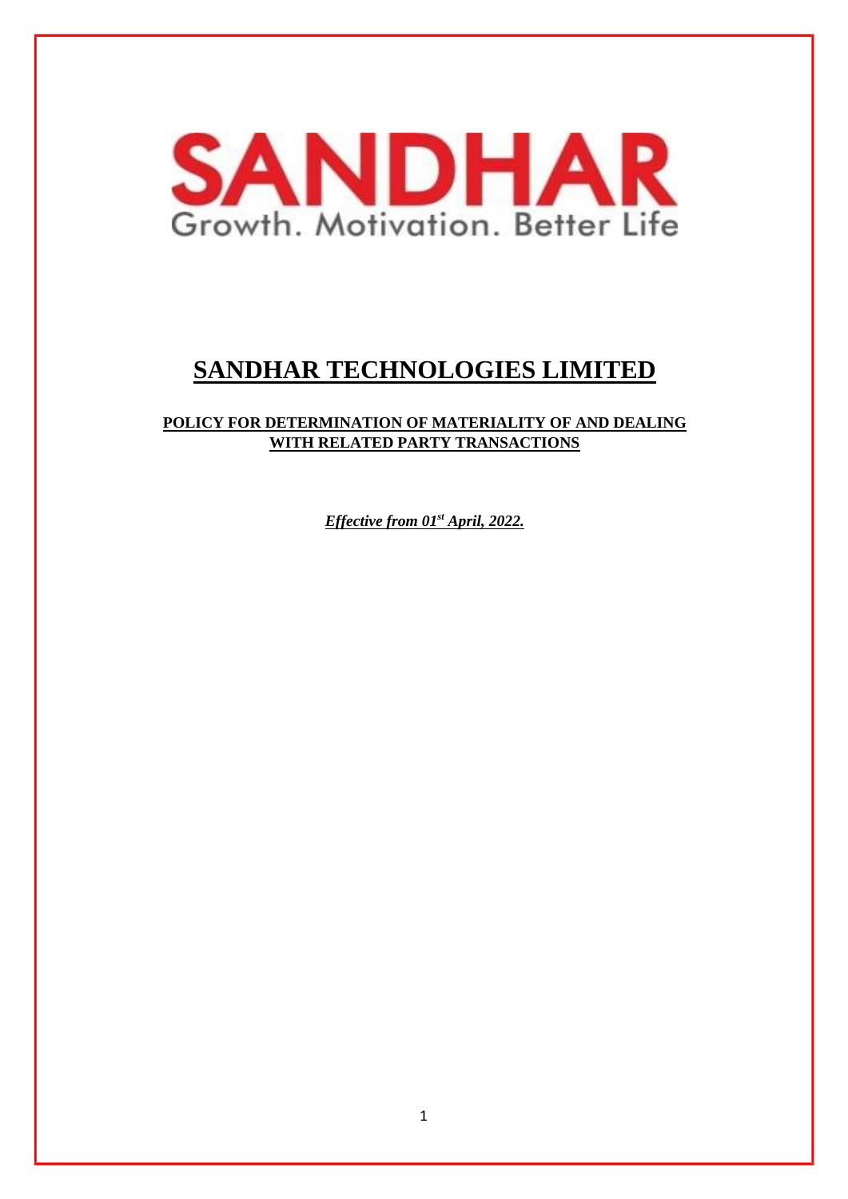SANDHAR

Growth. Motivation. Better Life

# SANDHAR TECHNOLOGIES LIMITED

## POLICY FOR DETERMINATION OF MATERIALITY OF AND DEALING WITH RELATED PARTY TRANSACTIONS

***Effective from 01st April, 2022.***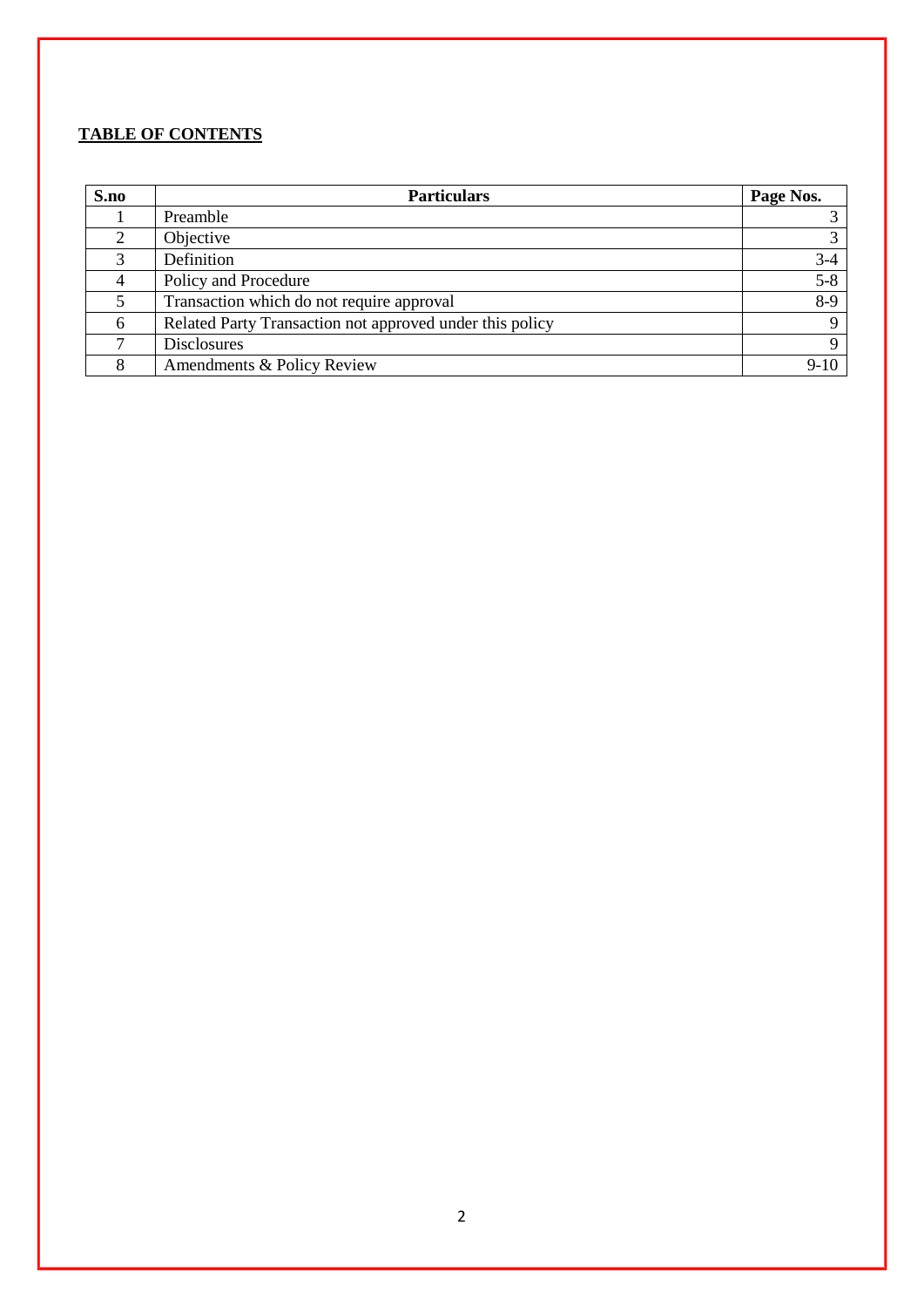**TABLE OF CONTENTS**

| S.no | Particulars | Page Nos. |
|---|---|---|
| 1 | Preamble | 3 |
| 2 | Objective | 3 |
| 3 | Definition | 3-4 |
| 4 | Policy and Procedure | 5-8 |
| 5 | Transaction which do not require approval | 8-9 |
| 6 | Related Party Transaction not approved under this policy | 9 |
| 7 | Disclosures | 9 |
| 8 | Amendments & Policy Review | 9-10 |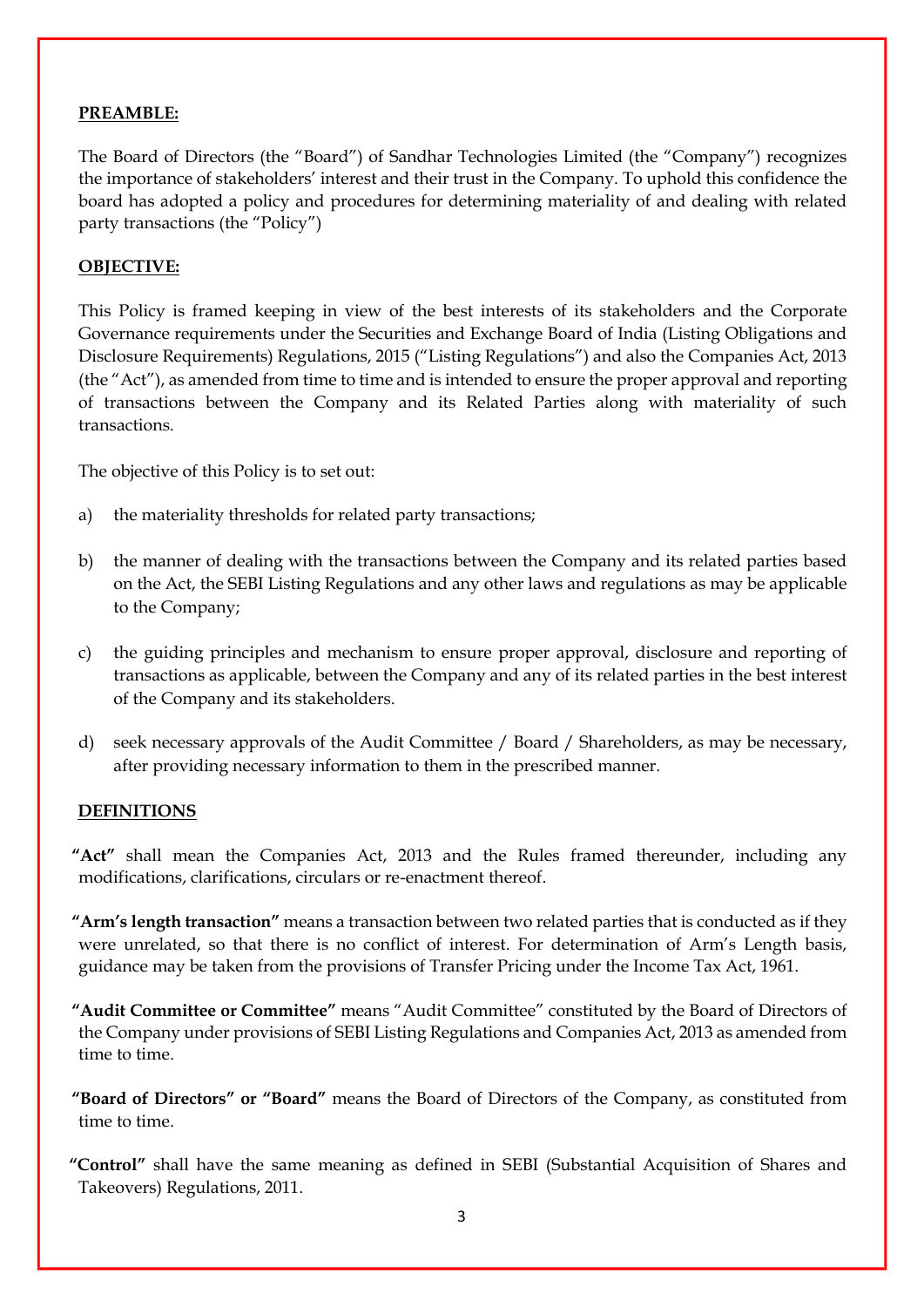**PREAMBLE:**

The Board of Directors (the "Board") of Sandhar Technologies Limited (the "Company") recognizes the importance of stakeholders' interest and their trust in the Company. To uphold this confidence the board has adopted a policy and procedures for determining materiality of and dealing with related party transactions (the "Policy")

**OBJECTIVE:**

This Policy is framed keeping in view of the best interests of its stakeholders and the Corporate Governance requirements under the Securities and Exchange Board of India (Listing Obligations and Disclosure Requirements) Regulations, 2015 ("Listing Regulations") and also the Companies Act, 2013 (the "Act"), as amended from time to time and is intended to ensure the proper approval and reporting of transactions between the Company and its Related Parties along with materiality of such transactions.

The objective of this Policy is to set out:

a) the materiality thresholds for related party transactions;

b) the manner of dealing with the transactions between the Company and its related parties based on the Act, the SEBI Listing Regulations and any other laws and regulations as may be applicable to the Company;

c) the guiding principles and mechanism to ensure proper approval, disclosure and reporting of transactions as applicable, between the Company and any of its related parties in the best interest of the Company and its stakeholders.

d) seek necessary approvals of the Audit Committee / Board / Shareholders, as may be necessary, after providing necessary information to them in the prescribed manner.

**DEFINITIONS**

**"Act"** shall mean the Companies Act, 2013 and the Rules framed thereunder, including any modifications, clarifications, circulars or re-enactment thereof.

**"Arm's length transaction"** means a transaction between two related parties that is conducted as if they were unrelated, so that there is no conflict of interest. For determination of Arm's Length basis, guidance may be taken from the provisions of Transfer Pricing under the Income Tax Act, 1961.

**"Audit Committee or Committee"** means "Audit Committee" constituted by the Board of Directors of the Company under provisions of SEBI Listing Regulations and Companies Act, 2013 as amended from time to time.

**"Board of Directors" or "Board"** means the Board of Directors of the Company, as constituted from time to time.

**"Control"** shall have the same meaning as defined in SEBI (Substantial Acquisition of Shares and Takeovers) Regulations, 2011.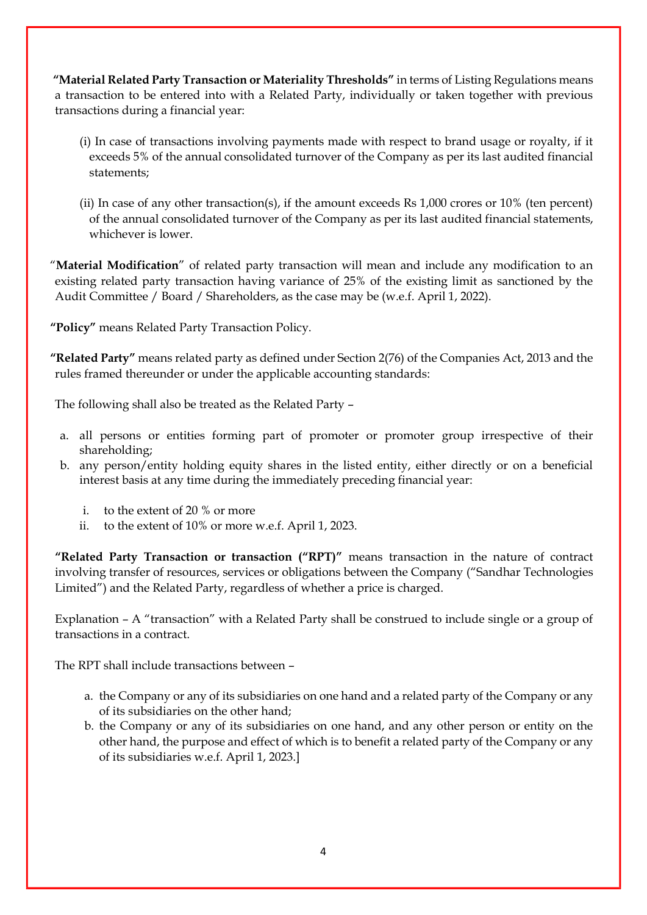**"Material Related Party Transaction or Materiality Thresholds"** in terms of Listing Regulations means a transaction to be entered into with a Related Party, individually or taken together with previous transactions during a financial year:

(i) In case of transactions involving payments made with respect to brand usage or royalty, if it exceeds 5% of the annual consolidated turnover of the Company as per its last audited financial statements;

(ii) In case of any other transaction(s), if the amount exceeds Rs 1,000 crores or 10% (ten percent) of the annual consolidated turnover of the Company as per its last audited financial statements, whichever is lower.

"**Material Modification**" of related party transaction will mean and include any modification to an existing related party transaction having variance of 25% of the existing limit as sanctioned by the Audit Committee / Board / Shareholders, as the case may be (w.e.f. April 1, 2022).

**"Policy"** means Related Party Transaction Policy.

**"Related Party"** means related party as defined under Section 2(76) of the Companies Act, 2013 and the rules framed thereunder or under the applicable accounting standards:

The following shall also be treated as the Related Party –

a. all persons or entities forming part of promoter or promoter group irrespective of their shareholding;
b. any person/entity holding equity shares in the listed entity, either directly or on a beneficial interest basis at any time during the immediately preceding financial year:

   i. to the extent of 20 % or more
   ii. to the extent of 10% or more w.e.f. April 1, 2023.

**"Related Party Transaction or transaction ("RPT)"** means transaction in the nature of contract involving transfer of resources, services or obligations between the Company ("Sandhar Technologies Limited") and the Related Party, regardless of whether a price is charged.

Explanation – A "transaction" with a Related Party shall be construed to include single or a group of transactions in a contract.

The RPT shall include transactions between –

a. the Company or any of its subsidiaries on one hand and a related party of the Company or any of its subsidiaries on the other hand;
b. the Company or any of its subsidiaries on one hand, and any other person or entity on the other hand, the purpose and effect of which is to benefit a related party of the Company or any of its subsidiaries w.e.f. April 1, 2023.]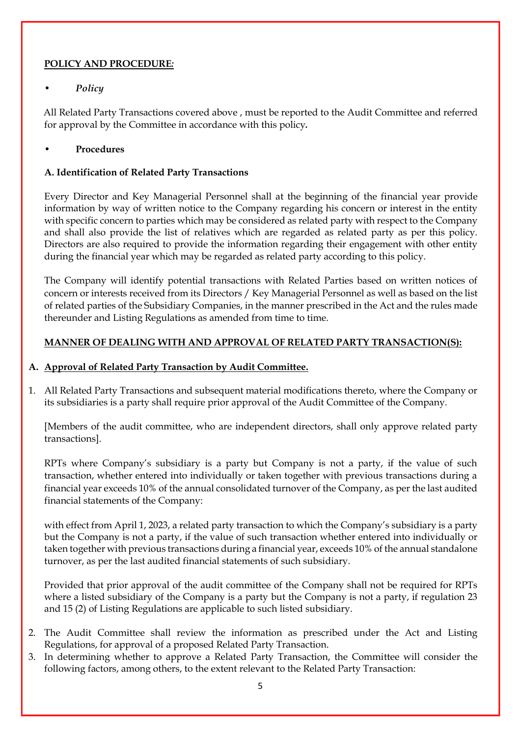**POLICY AND PROCEDURE:**

- *Policy*

All Related Party Transactions covered above , must be reported to the Audit Committee and referred for approval by the Committee in accordance with this policy**.**

- **Procedures**

**A. Identification of Related Party Transactions**

Every Director and Key Managerial Personnel shall at the beginning of the financial year provide information by way of written notice to the Company regarding his concern or interest in the entity with specific concern to parties which may be considered as related party with respect to the Company and shall also provide the list of relatives which are regarded as related party as per this policy. Directors are also required to provide the information regarding their engagement with other entity during the financial year which may be regarded as related party according to this policy.

The Company will identify potential transactions with Related Parties based on written notices of concern or interests received from its Directors / Key Managerial Personnel as well as based on the list of related parties of the Subsidiary Companies, in the manner prescribed in the Act and the rules made thereunder and Listing Regulations as amended from time to time.

**MANNER OF DEALING WITH AND APPROVAL OF RELATED PARTY TRANSACTION(S):**

**A. Approval of Related Party Transaction by Audit Committee.**

1. All Related Party Transactions and subsequent material modifications thereto, where the Company or its subsidiaries is a party shall require prior approval of the Audit Committee of the Company.

   [Members of the audit committee, who are independent directors, shall only approve related party transactions].

   RPTs where Company's subsidiary is a party but Company is not a party, if the value of such transaction, whether entered into individually or taken together with previous transactions during a financial year exceeds 10% of the annual consolidated turnover of the Company, as per the last audited financial statements of the Company:

   with effect from April 1, 2023, a related party transaction to which the Company's subsidiary is a party but the Company is not a party, if the value of such transaction whether entered into individually or taken together with previous transactions during a financial year, exceeds 10% of the annual standalone turnover, as per the last audited financial statements of such subsidiary.

   Provided that prior approval of the audit committee of the Company shall not be required for RPTs where a listed subsidiary of the Company is a party but the Company is not a party, if regulation 23 and 15 (2) of Listing Regulations are applicable to such listed subsidiary.

2. The Audit Committee shall review the information as prescribed under the Act and Listing Regulations, for approval of a proposed Related Party Transaction.
3. In determining whether to approve a Related Party Transaction, the Committee will consider the following factors, among others, to the extent relevant to the Related Party Transaction: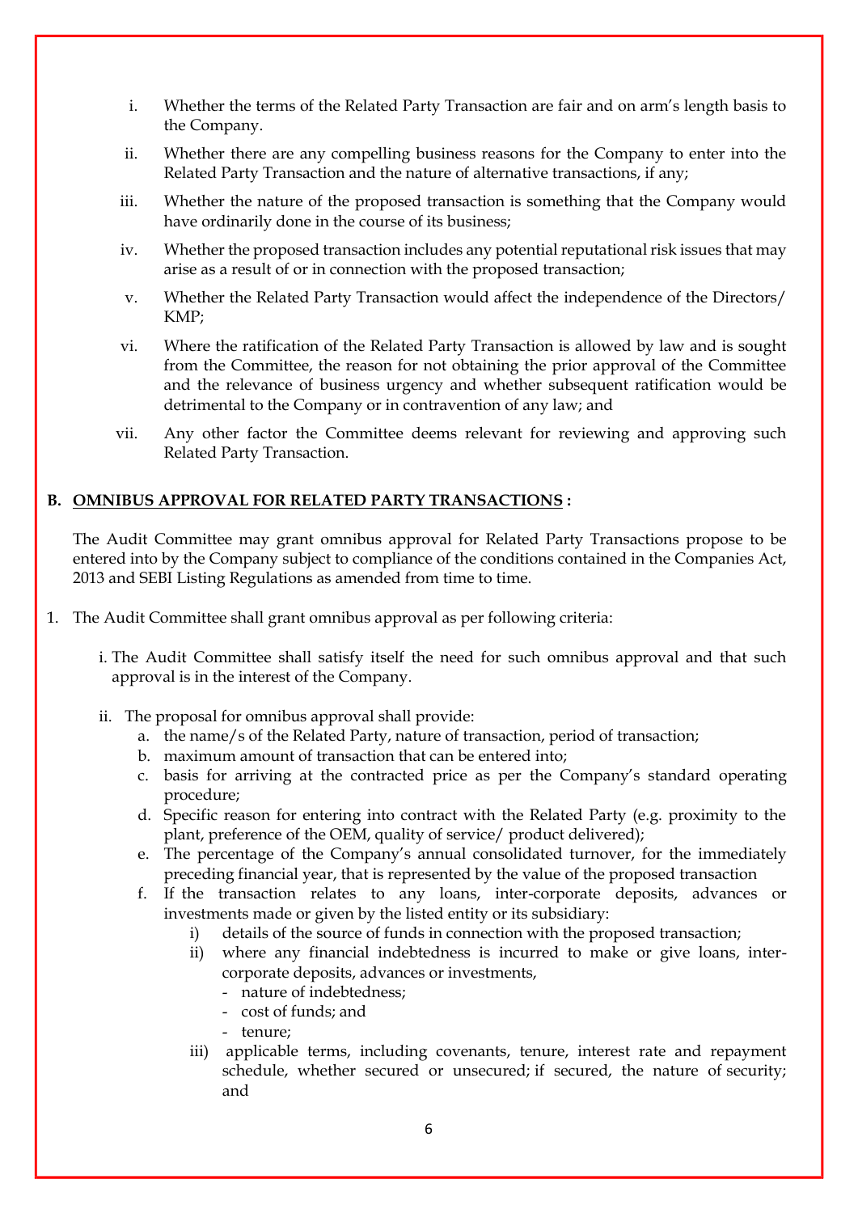i. Whether the terms of the Related Party Transaction are fair and on arm's length basis to the Company.

ii. Whether there are any compelling business reasons for the Company to enter into the Related Party Transaction and the nature of alternative transactions, if any;

iii. Whether the nature of the proposed transaction is something that the Company would have ordinarily done in the course of its business;

iv. Whether the proposed transaction includes any potential reputational risk issues that may arise as a result of or in connection with the proposed transaction;

v. Whether the Related Party Transaction would affect the independence of the Directors/ KMP;

vi. Where the ratification of the Related Party Transaction is allowed by law and is sought from the Committee, the reason for not obtaining the prior approval of the Committee and the relevance of business urgency and whether subsequent ratification would be detrimental to the Company or in contravention of any law; and

vii. Any other factor the Committee deems relevant for reviewing and approving such Related Party Transaction.

**B. <u>OMNIBUS APPROVAL FOR RELATED PARTY TRANSACTIONS</u> :**

The Audit Committee may grant omnibus approval for Related Party Transactions propose to be entered into by the Company subject to compliance of the conditions contained in the Companies Act, 2013 and SEBI Listing Regulations as amended from time to time.

1. The Audit Committee shall grant omnibus approval as per following criteria:

   i. The Audit Committee shall satisfy itself the need for such omnibus approval and that such approval is in the interest of the Company.

   ii. The proposal for omnibus approval shall provide:

      a. the name/s of the Related Party, nature of transaction, period of transaction;
      b. maximum amount of transaction that can be entered into;
      c. basis for arriving at the contracted price as per the Company's standard operating procedure;
      d. Specific reason for entering into contract with the Related Party (e.g. proximity to the plant, preference of the OEM, quality of service/ product delivered);
      e. The percentage of the Company's annual consolidated turnover, for the immediately preceding financial year, that is represented by the value of the proposed transaction
      f. If the transaction relates to any loans, inter-corporate deposits, advances or investments made or given by the listed entity or its subsidiary:
         i) details of the source of funds in connection with the proposed transaction;
         ii) where any financial indebtedness is incurred to make or give loans, inter-corporate deposits, advances or investments,
            - nature of indebtedness;
            - cost of funds; and
            - tenure;
         iii) applicable terms, including covenants, tenure, interest rate and repayment schedule, whether secured or unsecured; if secured, the nature of security; and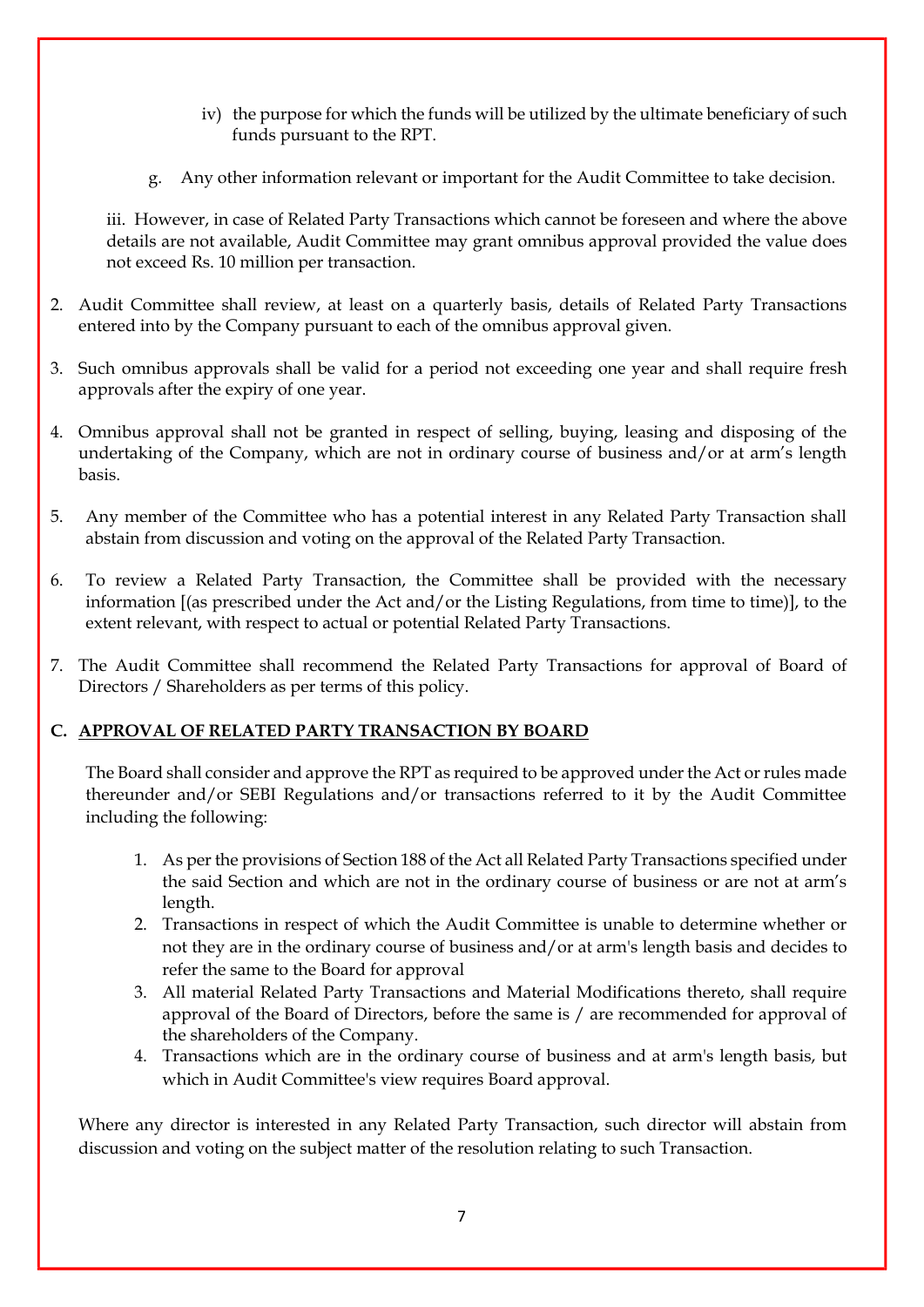iv) the purpose for which the funds will be utilized by the ultimate beneficiary of such funds pursuant to the RPT.

g. Any other information relevant or important for the Audit Committee to take decision.

iii. However, in case of Related Party Transactions which cannot be foreseen and where the above details are not available, Audit Committee may grant omnibus approval provided the value does not exceed Rs. 10 million per transaction.

2. Audit Committee shall review, at least on a quarterly basis, details of Related Party Transactions entered into by the Company pursuant to each of the omnibus approval given.

3. Such omnibus approvals shall be valid for a period not exceeding one year and shall require fresh approvals after the expiry of one year.

4. Omnibus approval shall not be granted in respect of selling, buying, leasing and disposing of the undertaking of the Company, which are not in ordinary course of business and/or at arm's length basis.

5. Any member of the Committee who has a potential interest in any Related Party Transaction shall abstain from discussion and voting on the approval of the Related Party Transaction.

6. To review a Related Party Transaction, the Committee shall be provided with the necessary information [(as prescribed under the Act and/or the Listing Regulations, from time to time)], to the extent relevant, with respect to actual or potential Related Party Transactions.

7. The Audit Committee shall recommend the Related Party Transactions for approval of Board of Directors / Shareholders as per terms of this policy.

**C. <u>APPROVAL OF RELATED PARTY TRANSACTION BY BOARD</u>**

The Board shall consider and approve the RPT as required to be approved under the Act or rules made thereunder and/or SEBI Regulations and/or transactions referred to it by the Audit Committee including the following:

1. As per the provisions of Section 188 of the Act all Related Party Transactions specified under the said Section and which are not in the ordinary course of business or are not at arm's length.
2. Transactions in respect of which the Audit Committee is unable to determine whether or not they are in the ordinary course of business and/or at arm's length basis and decides to refer the same to the Board for approval
3. All material Related Party Transactions and Material Modifications thereto, shall require approval of the Board of Directors, before the same is / are recommended for approval of the shareholders of the Company.
4. Transactions which are in the ordinary course of business and at arm's length basis, but which in Audit Committee's view requires Board approval.

Where any director is interested in any Related Party Transaction, such director will abstain from discussion and voting on the subject matter of the resolution relating to such Transaction.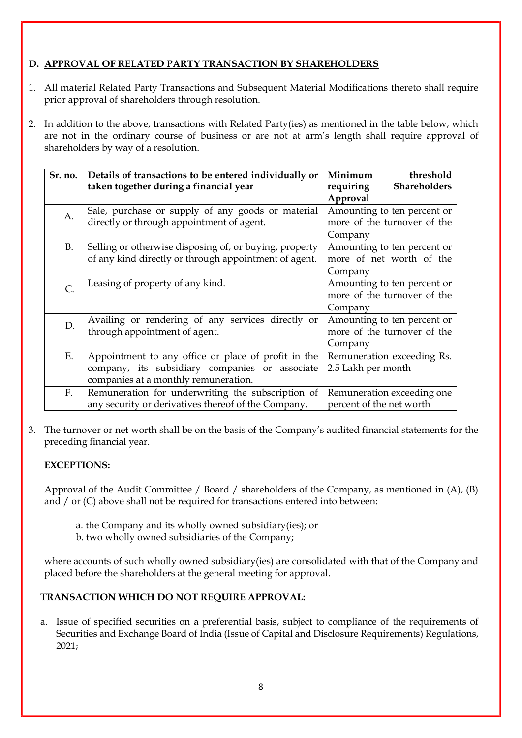## D. APPROVAL OF RELATED PARTY TRANSACTION BY SHAREHOLDERS

1. All material Related Party Transactions and Subsequent Material Modifications thereto shall require prior approval of shareholders through resolution.

2. In addition to the above, transactions with Related Party(ies) as mentioned in the table below, which are not in the ordinary course of business or are not at arm's length shall require approval of shareholders by way of a resolution.

| Sr. no. | Details of transactions to be entered individually or taken together during a financial year | Minimum threshold requiring Shareholders Approval |
|---|---|---|
| A. | Sale, purchase or supply of any goods or material directly or through appointment of agent. | Amounting to ten percent or more of the turnover of the Company |
| B. | Selling or otherwise disposing of, or buying, property of any kind directly or through appointment of agent. | Amounting to ten percent or more of net worth of the Company |
| C. | Leasing of property of any kind. | Amounting to ten percent or more of the turnover of the Company |
| D. | Availing or rendering of any services directly or through appointment of agent. | Amounting to ten percent or more of the turnover of the Company |
| E. | Appointment to any office or place of profit in the company, its subsidiary companies or associate companies at a monthly remuneration. | Remuneration exceeding Rs. 2.5 Lakh per month |
| F. | Remuneration for underwriting the subscription of any security or derivatives thereof of the Company. | Remuneration exceeding one percent of the net worth |

3. The turnover or net worth shall be on the basis of the Company's audited financial statements for the preceding financial year.

**EXCEPTIONS:**

Approval of the Audit Committee / Board / shareholders of the Company, as mentioned in (A), (B) and / or (C) above shall not be required for transactions entered into between:

a. the Company and its wholly owned subsidiary(ies); or
b. two wholly owned subsidiaries of the Company;

where accounts of such wholly owned subsidiary(ies) are consolidated with that of the Company and placed before the shareholders at the general meeting for approval.

**TRANSACTION WHICH DO NOT REQUIRE APPROVAL:**

a. Issue of specified securities on a preferential basis, subject to compliance of the requirements of Securities and Exchange Board of India (Issue of Capital and Disclosure Requirements) Regulations, 2021;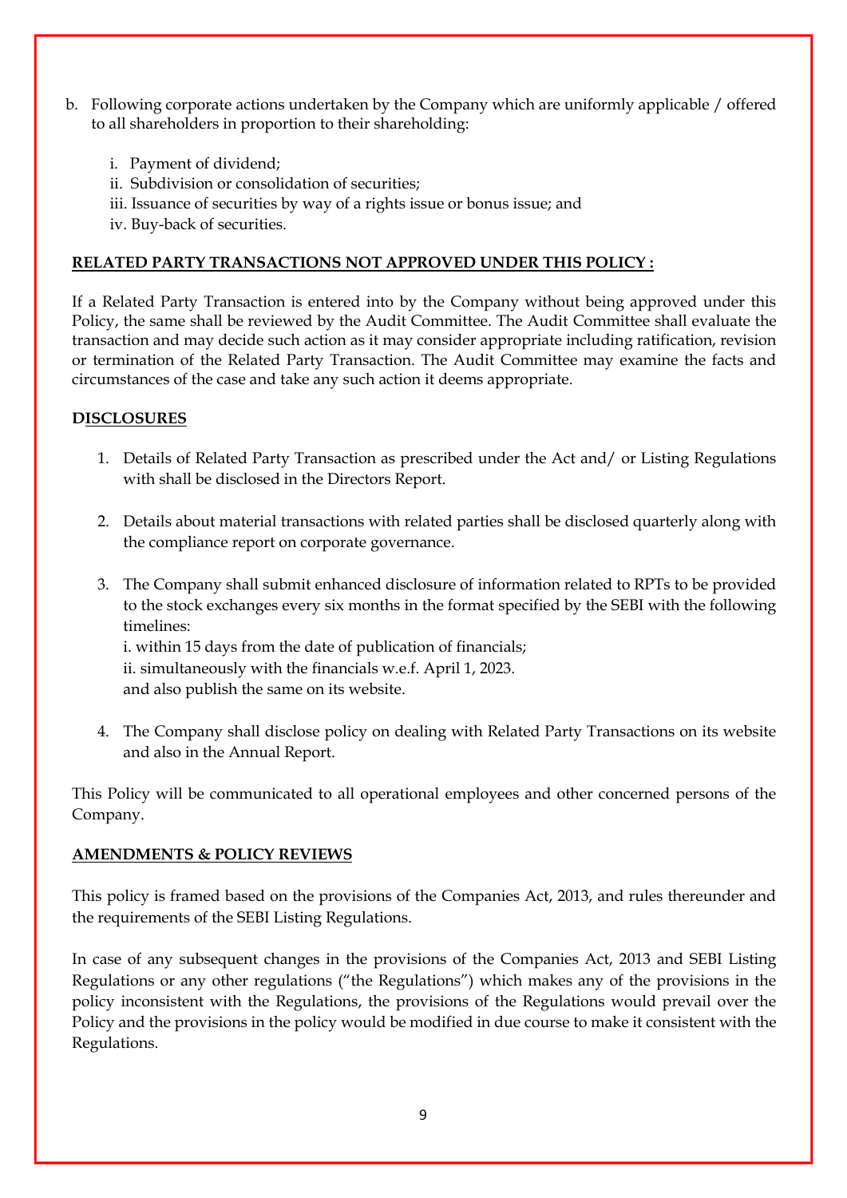b. Following corporate actions undertaken by the Company which are uniformly applicable / offered to all shareholders in proportion to their shareholding:

   i. Payment of dividend;
   ii. Subdivision or consolidation of securities;
   iii. Issuance of securities by way of a rights issue or bonus issue; and
   iv. Buy-back of securities.

**RELATED PARTY TRANSACTIONS NOT APPROVED UNDER THIS POLICY :**

If a Related Party Transaction is entered into by the Company without being approved under this Policy, the same shall be reviewed by the Audit Committee. The Audit Committee shall evaluate the transaction and may decide such action as it may consider appropriate including ratification, revision or termination of the Related Party Transaction. The Audit Committee may examine the facts and circumstances of the case and take any such action it deems appropriate.

**DISCLOSURES**

1. Details of Related Party Transaction as prescribed under the Act and/ or Listing Regulations with shall be disclosed in the Directors Report.

2. Details about material transactions with related parties shall be disclosed quarterly along with the compliance report on corporate governance.

3. The Company shall submit enhanced disclosure of information related to RPTs to be provided to the stock exchanges every six months in the format specified by the SEBI with the following timelines:
   i. within 15 days from the date of publication of financials;
   ii. simultaneously with the financials w.e.f. April 1, 2023.
   and also publish the same on its website.

4. The Company shall disclose policy on dealing with Related Party Transactions on its website and also in the Annual Report.

This Policy will be communicated to all operational employees and other concerned persons of the Company.

**AMENDMENTS & POLICY REVIEWS**

This policy is framed based on the provisions of the Companies Act, 2013, and rules thereunder and the requirements of the SEBI Listing Regulations.

In case of any subsequent changes in the provisions of the Companies Act, 2013 and SEBI Listing Regulations or any other regulations ("the Regulations") which makes any of the provisions in the policy inconsistent with the Regulations, the provisions of the Regulations would prevail over the Policy and the provisions in the policy would be modified in due course to make it consistent with the Regulations.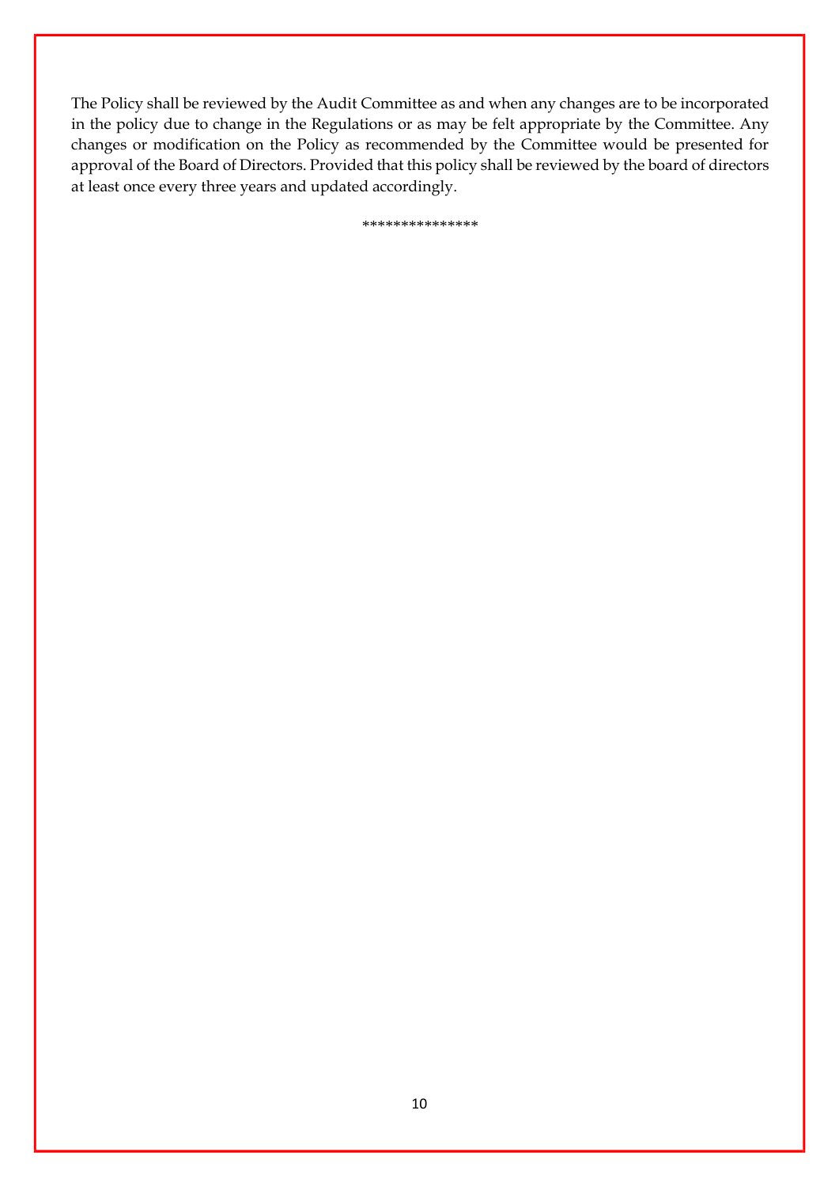The Policy shall be reviewed by the Audit Committee as and when any changes are to be incorporated in the policy due to change in the Regulations or as may be felt appropriate by the Committee. Any changes or modification on the Policy as recommended by the Committee would be presented for approval of the Board of Directors. Provided that this policy shall be reviewed by the board of directors at least once every three years and updated accordingly.

***************